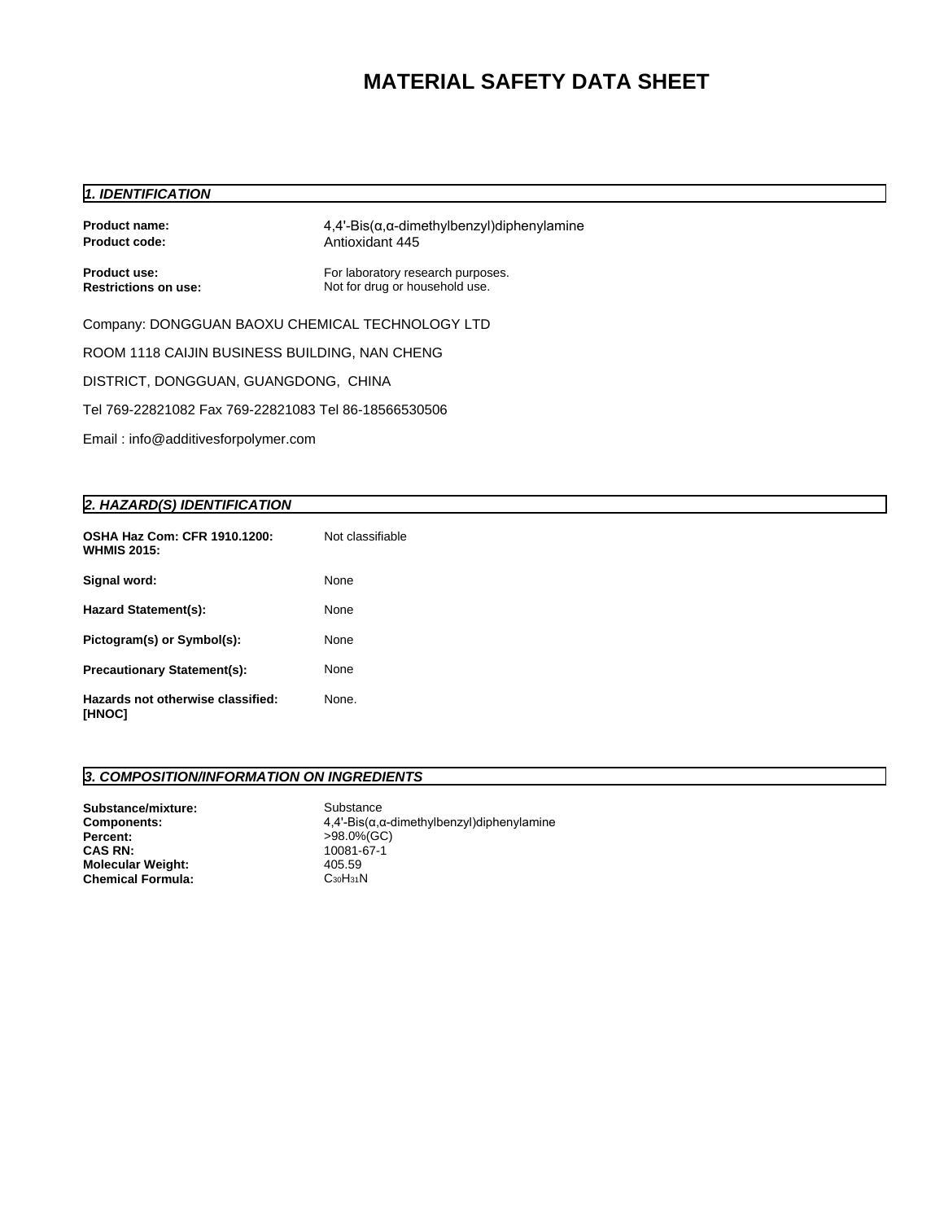# MATERIAL SAFETY DATA SHEET

## *1. IDENTIFICATION*

**Product name:** 4,4'-Bis(α,α-dimethylbenzyl)diphenylamine
**Product code:** Antioxidant 445

**Product use:** For laboratory research purposes.
**Restrictions on use:** Not for drug or household use.

Company: DONGGUAN BAOXU CHEMICAL TECHNOLOGY LTD

ROOM 1118 CAIJIN BUSINESS BUILDING, NAN CHENG

DISTRICT, DONGGUAN, GUANGDONG, CHINA

Tel 769-22821082 Fax 769-22821083 Tel 86-18566530506

Email : info@additivesforpolymer.com

## *2. HAZARD(S) IDENTIFICATION*

**OSHA Haz Com: CFR 1910.1200:**
**WHMIS 2015:** Not classifiable

**Signal word:** None

**Hazard Statement(s):** None

**Pictogram(s) or Symbol(s):** None

**Precautionary Statement(s):** None

**Hazards not otherwise classified: [HNOC]** None.

## *3. COMPOSITION/INFORMATION ON INGREDIENTS*

**Substance/mixture:** Substance
**Components:** 4,4'-Bis(α,α-dimethylbenzyl)diphenylamine
**Percent:** >98.0%(GC)
**CAS RN:** 10081-67-1
**Molecular Weight:** 405.59
**Chemical Formula:** $C_{30}H_{31}N$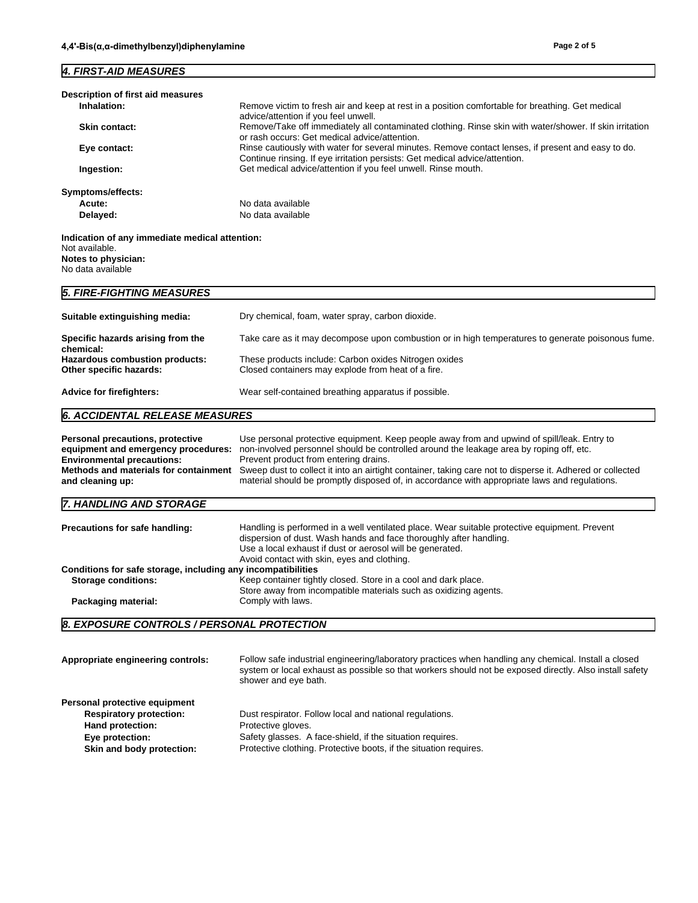## 4. FIRST-AID MEASURES

**Description of first aid measures**

**Inhalation:** Remove victim to fresh air and keep at rest in a position comfortable for breathing. Get medical advice/attention if you feel unwell.

**Skin contact:** Remove/Take off immediately all contaminated clothing. Rinse skin with water/shower. If skin irritation or rash occurs: Get medical advice/attention.

**Eye contact:** Rinse cautiously with water for several minutes. Remove contact lenses, if present and easy to do. Continue rinsing. If eye irritation persists: Get medical advice/attention.

**Ingestion:** Get medical advice/attention if you feel unwell. Rinse mouth.

**Symptoms/effects:**

**Acute:** No data available

**Delayed:** No data available

**Indication of any immediate medical attention:**
Not available.

**Notes to physician:**
No data available

## 5. FIRE-FIGHTING MEASURES

**Suitable extinguishing media:** Dry chemical, foam, water spray, carbon dioxide.

**Specific hazards arising from the chemical:** Take care as it may decompose upon combustion or in high temperatures to generate poisonous fume.

**Hazardous combustion products:** These products include: Carbon oxides Nitrogen oxides

**Other specific hazards:** Closed containers may explode from heat of a fire.

**Advice for firefighters:** Wear self-contained breathing apparatus if possible.

## 6. ACCIDENTAL RELEASE MEASURES

**Personal precautions, protective equipment and emergency procedures:** Use personal protective equipment. Keep people away from and upwind of spill/leak. Entry to non-involved personnel should be controlled around the leakage area by roping off, etc.

**Environmental precautions:** Prevent product from entering drains.

**Methods and materials for containment and cleaning up:** Sweep dust to collect it into an airtight container, taking care not to disperse it. Adhered or collected material should be promptly disposed of, in accordance with appropriate laws and regulations.

## 7. HANDLING AND STORAGE

**Precautions for safe handling:** Handling is performed in a well ventilated place. Wear suitable protective equipment. Prevent dispersion of dust. Wash hands and face thoroughly after handling.
Use a local exhaust if dust or aerosol will be generated.
Avoid contact with skin, eyes and clothing.

**Conditions for safe storage, including any incompatibilities**

**Storage conditions:** Keep container tightly closed. Store in a cool and dark place.
Store away from incompatible materials such as oxidizing agents.

**Packaging material:** Comply with laws.

## 8. EXPOSURE CONTROLS / PERSONAL PROTECTION

**Appropriate engineering controls:** Follow safe industrial engineering/laboratory practices when handling any chemical. Install a closed system or local exhaust as possible so that workers should not be exposed directly. Also install safety shower and eye bath.

**Personal protective equipment**

**Respiratory protection:** Dust respirator. Follow local and national regulations.

**Hand protection:** Protective gloves.

**Eye protection:** Safety glasses. A face-shield, if the situation requires.

**Skin and body protection:** Protective clothing. Protective boots, if the situation requires.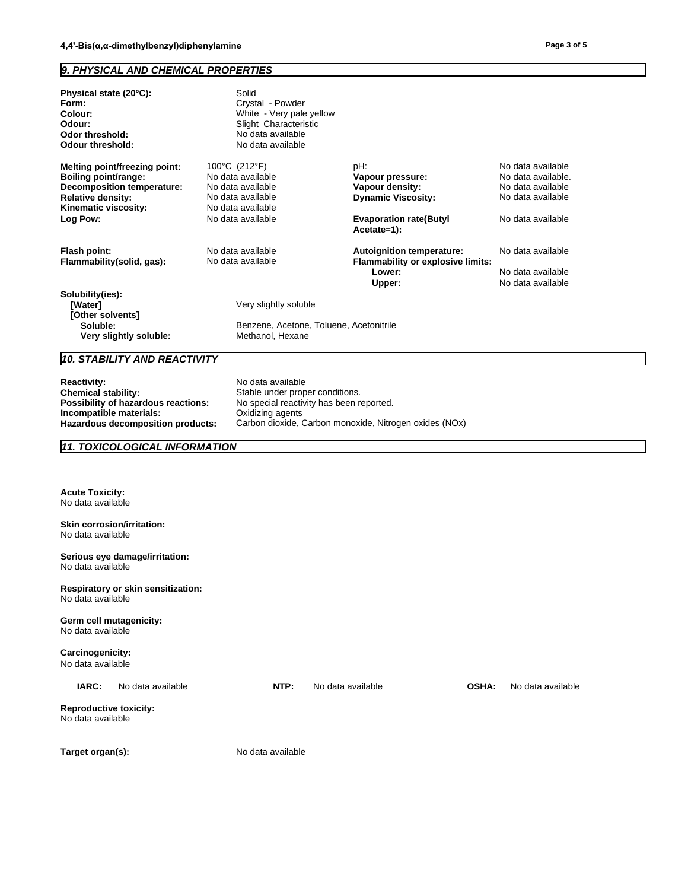## 9. PHYSICAL AND CHEMICAL PROPERTIES

| | |
|---|---|
| **Physical state (20°C):** | Solid |
| **Form:** | Crystal - Powder |
| **Colour:** | White - Very pale yellow |
| **Odour:** | Slight Characteristic |
| **Odor threshold:** | No data available |
| **Odour threshold:** | No data available |

| | | | |
|---|---|---|---|
| **Melting point/freezing point:** | 100°C (212°F) | pH: | No data available |
| **Boiling point/range:** | No data available | **Vapour pressure:** | No data available. |
| **Decomposition temperature:** | No data available | **Vapour density:** | No data available |
| **Relative density:** | No data available | **Dynamic Viscosity:** | No data available |
| **Kinematic viscosity:** | No data available | | |
| **Log Pow:** | No data available | **Evaporation rate(Butyl Acetate=1):** | No data available |
| **Flash point:** | No data available | **Autoignition temperature:** | No data available |
| **Flammability(solid, gas):** | No data available | **Flammability or explosive limits:** | |
| | | **Lower:** | No data available |
| | | **Upper:** | No data available |

**Solubility(ies):**

| | |
|---|---|
| **[Water]** | Very slightly soluble |
| **[Other solvents]** | |
| **Soluble:** | Benzene, Acetone, Toluene, Acetonitrile |
| **Very slightly soluble:** | Methanol, Hexane |

## 10. STABILITY AND REACTIVITY

| | |
|---|---|
| **Reactivity:** | No data available |
| **Chemical stability:** | Stable under proper conditions. |
| **Possibility of hazardous reactions:** | No special reactivity has been reported. |
| **Incompatible materials:** | Oxidizing agents |
| **Hazardous decomposition products:** | Carbon dioxide, Carbon monoxide, Nitrogen oxides (NOx) |

## 11. TOXICOLOGICAL INFORMATION

**Acute Toxicity:**
No data available

**Skin corrosion/irritation:**
No data available

**Serious eye damage/irritation:**
No data available

**Respiratory or skin sensitization:**
No data available

**Germ cell mutagenicity:**
No data available

**Carcinogenicity:**
No data available

| | | | | | |
|---|---|---|---|---|---|
| **IARC:** | No data available | **NTP:** | No data available | **OSHA:** | No data available |

**Reproductive toxicity:**
No data available

**Target organ(s):** No data available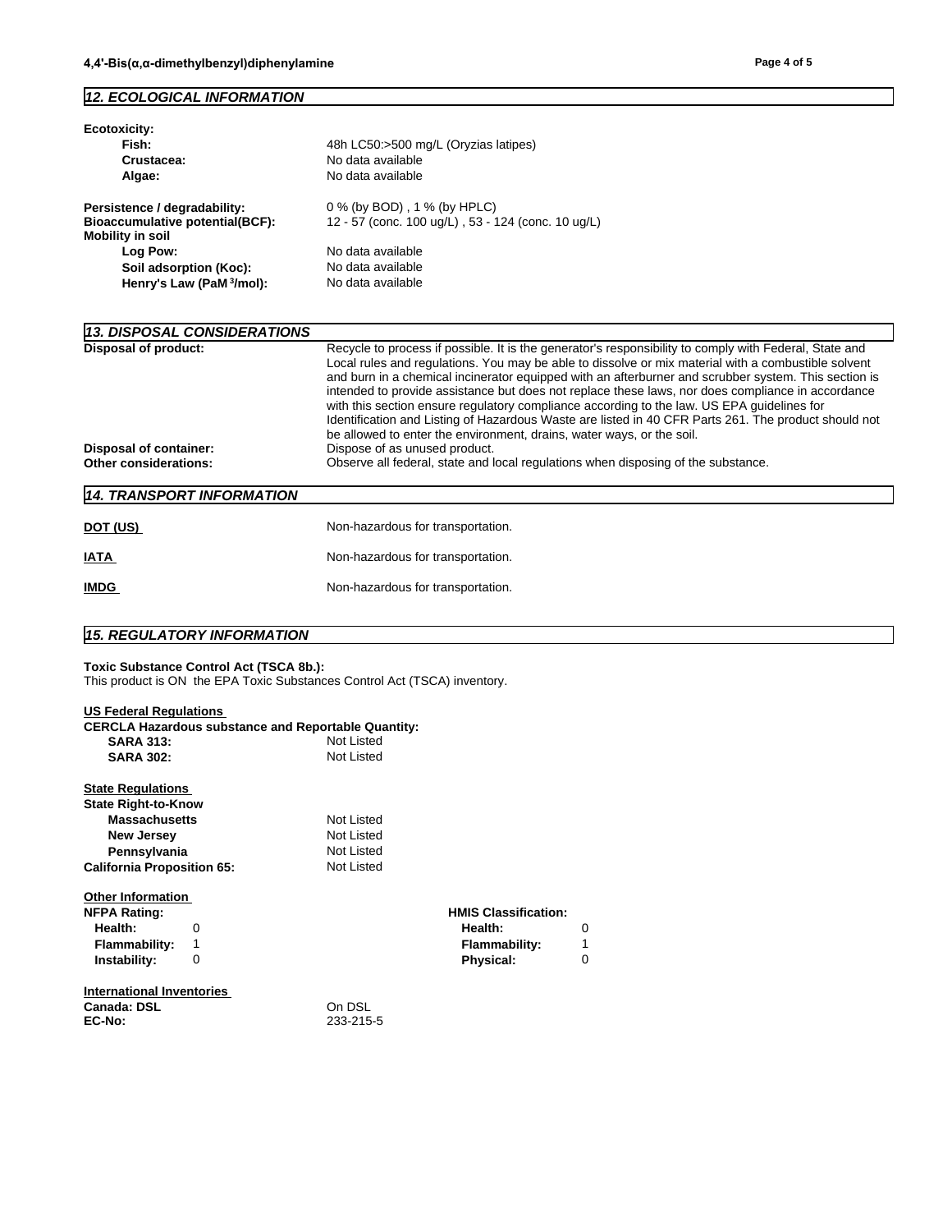## 12. ECOLOGICAL INFORMATION

**Ecotoxicity:**

| | |
|---|---|
| **Fish:** | 48h LC50:>500 mg/L (Oryzias latipes) |
| **Crustacea:** | No data available |
| **Algae:** | No data available |

| | |
|---|---|
| **Persistence / degradability:** | 0 % (by BOD) , 1 % (by HPLC) |
| **Bioaccumulative potential(BCF):** | 12 - 57 (conc. 100 ug/L) , 53 - 124 (conc. 10 ug/L) |
| **Mobility in soil** | |
| **Log Pow:** | No data available |
| **Soil adsorption (Koc):** | No data available |
| **Henry's Law (PaM$^3$/mol):** | No data available |

## 13. DISPOSAL CONSIDERATIONS

**Disposal of product:** Recycle to process if possible. It is the generator's responsibility to comply with Federal, State and Local rules and regulations. You may be able to dissolve or mix material with a combustible solvent and burn in a chemical incinerator equipped with an afterburner and scrubber system. This section is intended to provide assistance but does not replace these laws, nor does compliance in accordance with this section ensure regulatory compliance according to the law. US EPA guidelines for Identification and Listing of Hazardous Waste are listed in 40 CFR Parts 261. The product should not be allowed to enter the environment, drains, water ways, or the soil.

**Disposal of container:** Dispose of as unused product.

**Other considerations:** Observe all federal, state and local regulations when disposing of the substance.

## 14. TRANSPORT INFORMATION

| | |
|---|---|
| **DOT (US)** | Non-hazardous for transportation. |
| **IATA** | Non-hazardous for transportation. |
| **IMDG** | Non-hazardous for transportation. |

## 15. REGULATORY INFORMATION

**Toxic Substance Control Act (TSCA 8b.):**
This product is ON the EPA Toxic Substances Control Act (TSCA) inventory.

**US Federal Regulations**

**CERCLA Hazardous substance and Reportable Quantity:**

| | |
|---|---|
| **SARA 313:** | Not Listed |
| **SARA 302:** | Not Listed |

**State Regulations**

**State Right-to-Know**

| | |
|---|---|
| **Massachusetts** | Not Listed |
| **New Jersey** | Not Listed |
| **Pennsylvania** | Not Listed |
| **California Proposition 65:** | Not Listed |

**Other Information**

| NFPA Rating: | | HMIS Classification: | |
|---|---|---|---|
| **Health:** | 0 | **Health:** | 0 |
| **Flammability:** | 1 | **Flammability:** | 1 |
| **Instability:** | 0 | **Physical:** | 0 |

**International Inventories**

| | |
|---|---|
| **Canada: DSL** | On DSL |
| **EC-No:** | 233-215-5 |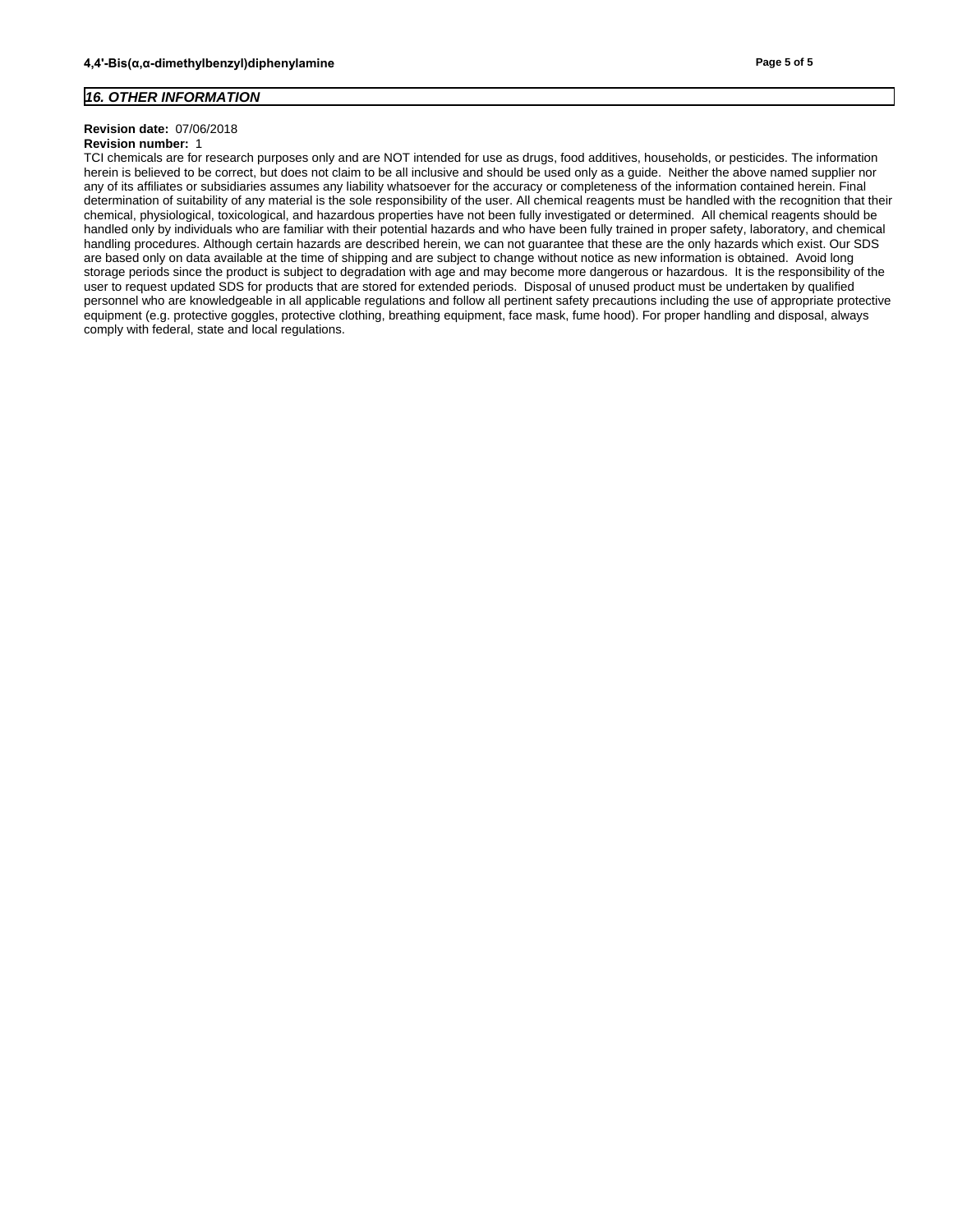## *16. OTHER INFORMATION*

**Revision date:** 07/06/2018
**Revision number:** 1

TCI chemicals are for research purposes only and are NOT intended for use as drugs, food additives, households, or pesticides. The information herein is believed to be correct, but does not claim to be all inclusive and should be used only as a guide. Neither the above named supplier nor any of its affiliates or subsidiaries assumes any liability whatsoever for the accuracy or completeness of the information contained herein. Final determination of suitability of any material is the sole responsibility of the user. All chemical reagents must be handled with the recognition that their chemical, physiological, toxicological, and hazardous properties have not been fully investigated or determined. All chemical reagents should be handled only by individuals who are familiar with their potential hazards and who have been fully trained in proper safety, laboratory, and chemical handling procedures. Although certain hazards are described herein, we can not guarantee that these are the only hazards which exist. Our SDS are based only on data available at the time of shipping and are subject to change without notice as new information is obtained. Avoid long storage periods since the product is subject to degradation with age and may become more dangerous or hazardous. It is the responsibility of the user to request updated SDS for products that are stored for extended periods. Disposal of unused product must be undertaken by qualified personnel who are knowledgeable in all applicable regulations and follow all pertinent safety precautions including the use of appropriate protective equipment (e.g. protective goggles, protective clothing, breathing equipment, face mask, fume hood). For proper handling and disposal, always comply with federal, state and local regulations.